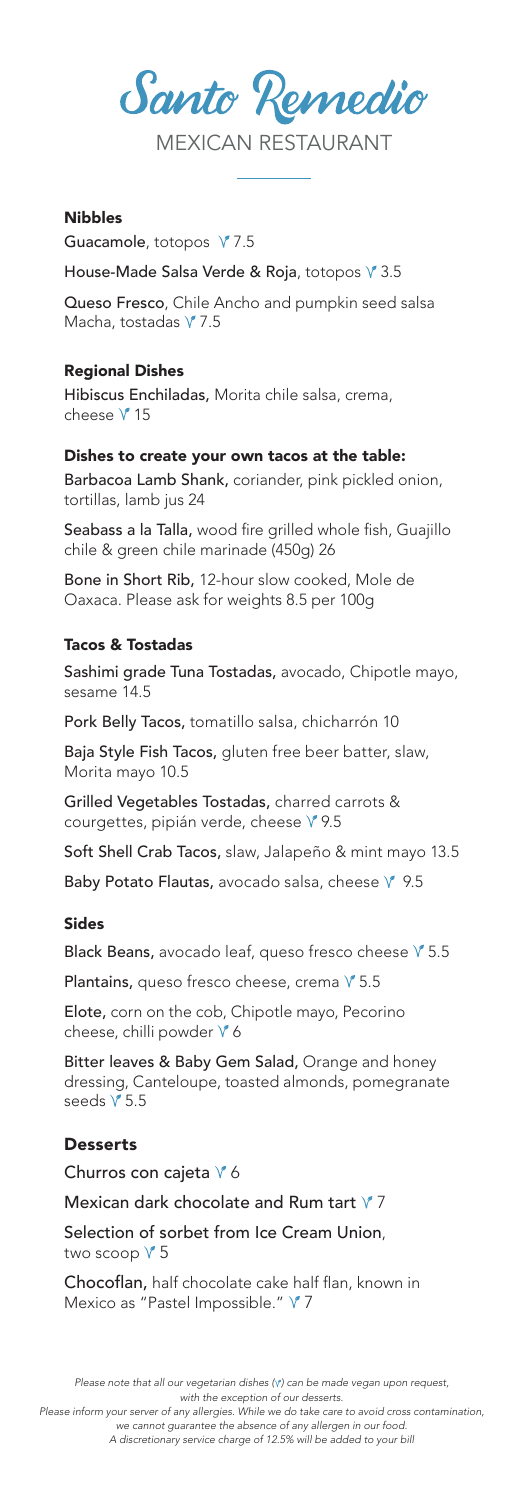# Santo Remedio

MEXICAN RESTAURANT

## Nibbles

**Guacamole**, totopos V 7.5

**House-Made Salsa Verde & Roja**, totopos V 3.5

**Queso Fresco**, Chile Ancho and pumpkin seed salsa Macha, tostadas V 7.5

## Regional Dishes

**Hibiscus Enchiladas,** Morita chile salsa, crema, cheese V 15

## Dishes to create your own tacos at the table:

**Barbacoa Lamb Shank,** coriander, pink pickled onion, tortillas, lamb jus 24

**Seabass a la Talla,** wood fire grilled whole fish, Guajillo chile & green chile marinade (450g) 26

**Bone in Short Rib,** 12-hour slow cooked, Mole de Oaxaca. Please ask for weights 8.5 per 100g

## Tacos & Tostadas

**Sashimi grade Tuna Tostadas,** avocado, Chipotle mayo, sesame 14.5

**Pork Belly Tacos,** tomatillo salsa, chicharrón 10

**Baja Style Fish Tacos,** gluten free beer batter, slaw, Morita mayo 10.5

**Grilled Vegetables Tostadas,** charred carrots & courgettes, pipián verde, cheese V 9.5

**Soft Shell Crab Tacos,** slaw, Jalapeño & mint mayo 13.5

**Baby Potato Flautas,** avocado salsa, cheese V 9.5

## Sides

**Black Beans,** avocado leaf, queso fresco cheese V 5.5

**Plantains,** queso fresco cheese, crema V 5.5

**Elote,** corn on the cob, Chipotle mayo, Pecorino cheese, chilli powder V 6

**Bitter leaves & Baby Gem Salad,** Orange and honey dressing, Canteloupe, toasted almonds, pomegranate seeds V 5.5

## Desserts

**Churros con cajeta** V 6

**Mexican dark chocolate and Rum tart** V 7

**Selection of sorbet from Ice Cream Union**, two scoop V 5

**Chocoflan,** half chocolate cake half flan, known in Mexico as "Pastel Impossible." V 7

*Please note that all our vegetarian dishes (V) can be made vegan upon request, with the exception of our desserts.*
*Please inform your server of any allergies. While we do take care to avoid cross contamination, we cannot guarantee the absence of any allergen in our food.*
*A discretionary service charge of 12.5% will be added to your bill*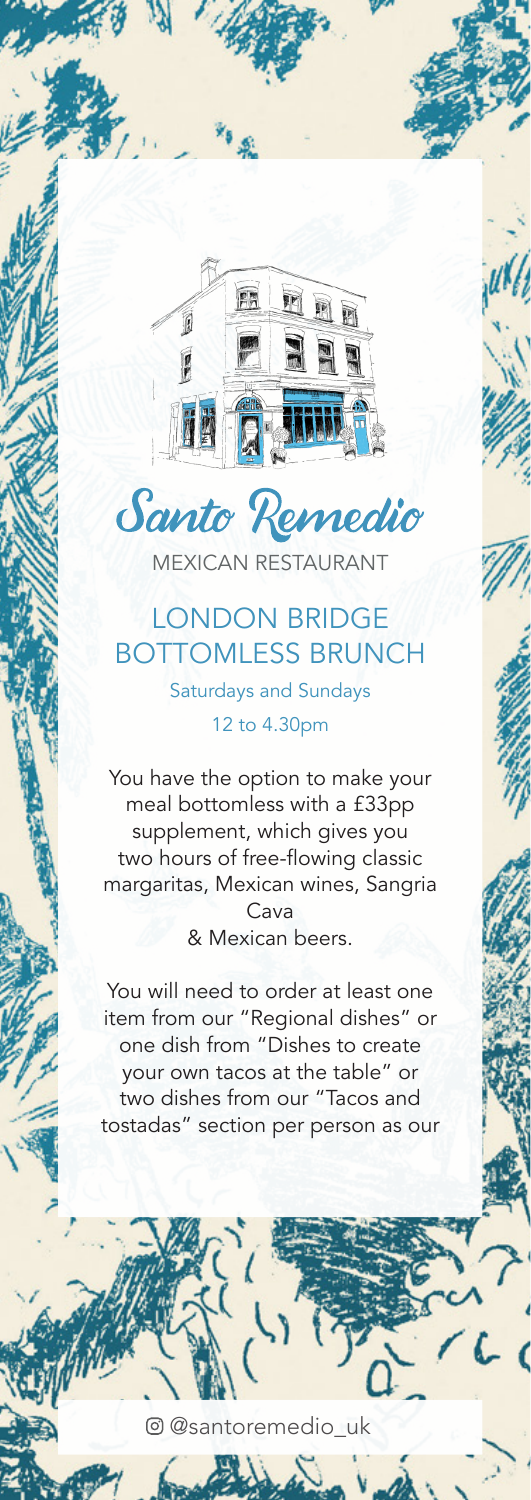# Santo Remedio

MEXICAN RESTAURANT

## LONDON BRIDGE BOTTOMLESS BRUNCH

Saturdays and Sundays
12 to 4.30pm

You have the option to make your meal bottomless with a £33pp supplement, which gives you two hours of free-flowing classic margaritas, Mexican wines, Sangria Cava & Mexican beers.

You will need to order at least one item from our "Regional dishes" or one dish from "Dishes to create your own tacos at the table" or two dishes from our "Tacos and tostadas" section per person as our

@santoremedio_uk